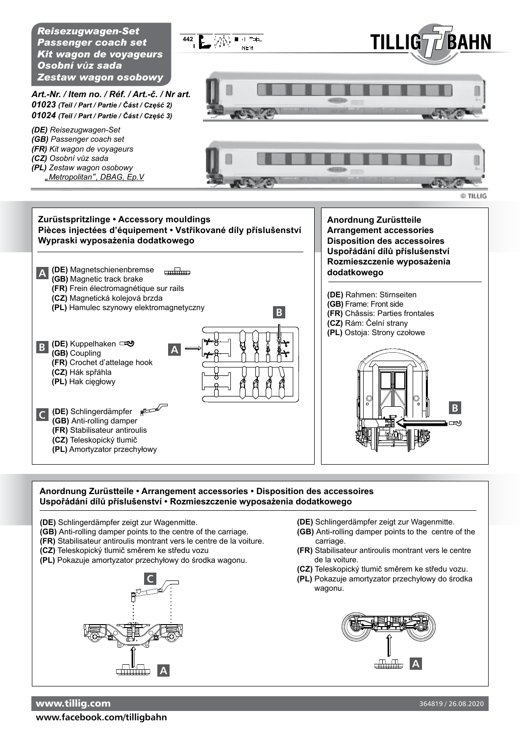# Reisezugwagen-Set
# Passenger coach set
# Kit wagon de voyageurs
# Osobní vůz sada
# Zestaw wagon osobowy

TILLIG BAHN

442 NEM

***Art.-Nr. / Item no. / Réf. / Art.-č. / Nr art.***
***01023** (Teil / Part / Partie / Část / Część 2)*
***01024** (Teil / Part / Partie / Část / Część 3)*

*(DE) Reisezugwagen-Set*
*(GB) Passenger coach set*
*(FR) Kit wagon de voyageurs*
*(CZ) Osobní vůz sada*
*(PL) Zestaw wagon osobowy*
*„Metropolitan", DBAG, Ep.V*

© TILLIG

## Zurüstspritzlinge • Accessory mouldings
## Pièces injectées d'équipement • Vstřikované díly příslušenství
## Wypraski wyposażenia dodatkowego

**A**
**(DE)** Magnetschienenbremse
**(GB)** Magnetic track brake
**(FR)** Frein électromagnétique sur rails
**(CZ)** Magnetická kolejová brzda
**(PL)** Hamulec szynowy elektromagnetyczny

**B**
**(DE)** Kuppelhaken
**(GB)** Coupling
**(FR)** Crochet d'attelage hook
**(CZ)** Hák spřáhla
**(PL)** Hak cięgłowy

**C**
**(DE)** Schlingerdämpfer
**(GB)** Anti-rolling damper
**(FR)** Stabilisateur antiroulis
**(CZ)** Teleskopický tlumič
**(PL)** Amortyzator przechyłowy

## Anordnung Zurüstteile
## Arrangement accessories
## Disposition des accessoires
## Uspořádání dílů příslušenství
## Rozmieszczenie wyposażenia dodatkowego

**(DE)** Rahmen: Stirnseiten
**(GB)** Frame: Front side
**(FR)** Châssis: Parties frontales
**(CZ)** Rám: Čelní strany
**(PL)** Ostoja: Strony czołowe

B

## Anordnung Zurüstteile • Arrangement accessories • Disposition des accessoires
## Uspořádání dílů příslušenství • Rozmieszczenie wyposażenia dodatkowego

**(DE)** Schlingerdämpfer zeigt zur Wagenmitte.
**(GB)** Anti-rolling damper points to the centre of the carriage.
**(FR)** Stabilisateur antiroulis montrant vers le centre de la voiture.
**(CZ)** Teleskopický tlumič směrem ke středu vozu
**(PL)** Pokazuje amortyzator przechyłowy do środka wagonu.

C

A

**(DE)** Schlingerdämpfer zeigt zur Wagenmitte.
**(GB)** Anti-rolling damper points to the centre of the carriage.
**(FR)** Stabilisateur antiroulis montrant vers le centre de la voiture.
**(CZ)** Teleskopický tlumič směrem ke středu vozu.
**(PL)** Pokazuje amortyzator przechyłowy do środka wagonu.

A

www.tillig.com
www.facebook.com/tilligbahn

364819 / 26.08.2020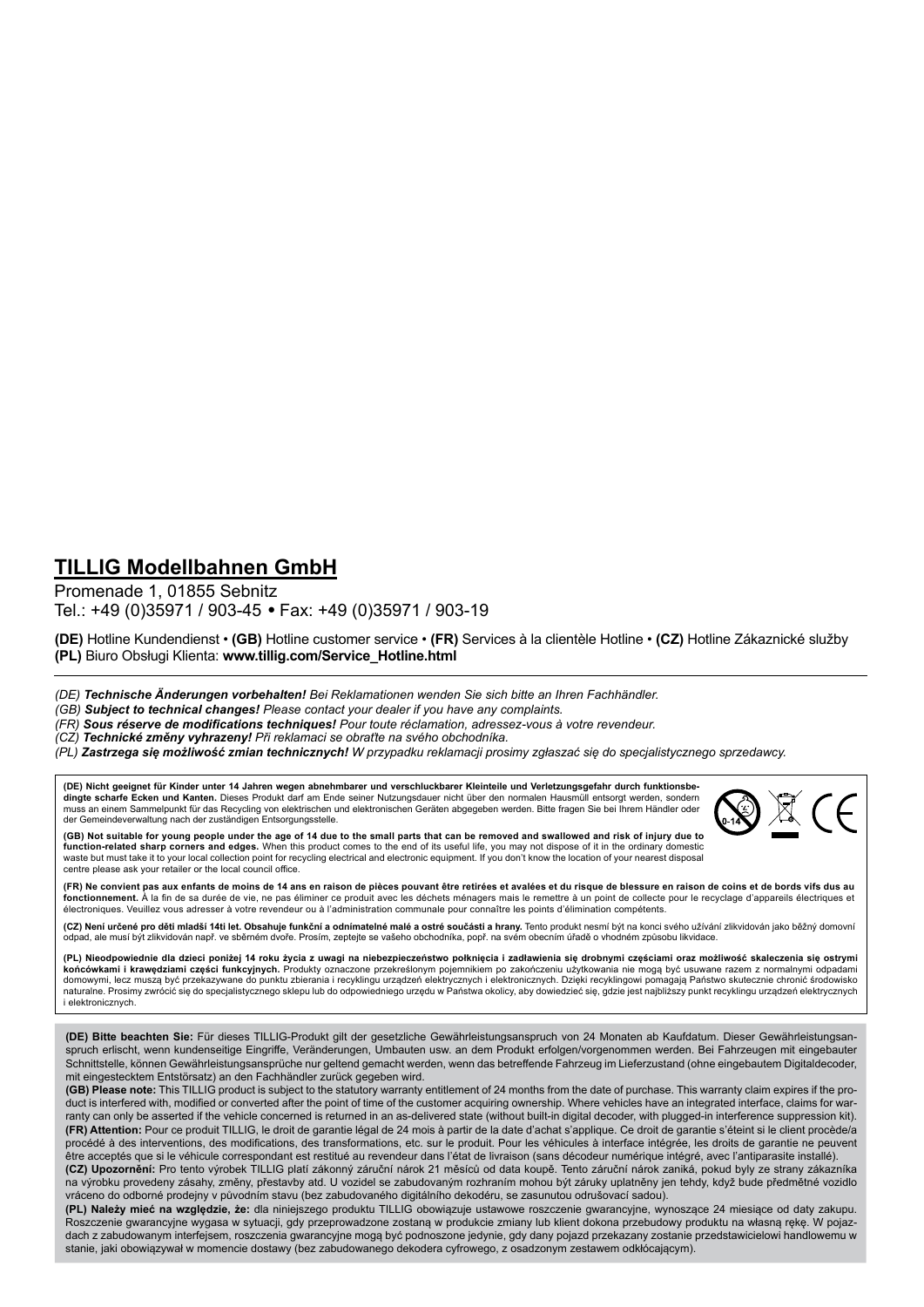**TILLIG Modellbahnen GmbH**

Promenade 1, 01855 Sebnitz
Tel.: +49 (0)35971 / 903-45 • Fax: +49 (0)35971 / 903-19

**(DE)** Hotline Kundendienst • **(GB)** Hotline customer service • **(FR)** Services à la clientèle Hotline • **(CZ)** Hotline Zákaznické služby
**(PL)** Biuro Obsługi Klienta: **www.tillig.com/Service_Hotline.html**

---

*(DE) **Technische Änderungen vorbehalten!** Bei Reklamationen wenden Sie sich bitte an Ihren Fachhändler.*
*(GB) **Subject to technical changes!** Please contact your dealer if you have any complaints.*
*(FR) **Sous réserve de modifications techniques!** Pour toute réclamation, adressez-vous à votre revendeur.*
*(CZ) **Technické změny vyhrazeny!** Při reklamaci se obraťte na svého obchodníka.*
*(PL) **Zastrzega się możliwość zmian technicznych!** W przypadku reklamacji prosimy zgłaszać się do specjalistycznego sprzedawcy.*

**(DE) Nicht geeignet für Kinder unter 14 Jahren wegen abnehmbarer und verschluckbarer Kleinteile und Verletzungsgefahr durch funktionsbedingte scharfe Ecken und Kanten.** Dieses Produkt darf am Ende seiner Nutzungsdauer nicht über den normalen Hausmüll entsorgt werden, sondern muss an einem Sammelpunkt für das Recycling von elektrischen und elektronischen Geräten abgegeben werden. Bitte fragen Sie bei Ihrem Händler oder der Gemeindeverwaltung nach der zuständigen Entsorgungsstelle.

**(GB) Not suitable for young people under the age of 14 due to the small parts that can be removed and swallowed and risk of injury due to function-related sharp corners and edges.** When this product comes to the end of its useful life, you may not dispose of it in the ordinary domestic waste but must take it to your local collection point for recycling electrical and electronic equipment. If you don't know the location of your nearest disposal centre please ask your retailer or the local council office.

**(FR) Ne convient pas aux enfants de moins de 14 ans en raison de pièces pouvant être retirées et avalées et du risque de blessure en raison de coins et de bords vifs dus au fonctionnement.** À la fin de sa durée de vie, ne pas éliminer ce produit avec les déchets ménagers mais le remettre à un point de collecte pour le recyclage d'appareils électriques et électroniques. Veuillez vous adresser à votre revendeur ou à l'administration communale pour connaître les points d'élimination compétents.

**(CZ) Není určené pro děti mladší 14ti let. Obsahuje funkční a odnímatelné malé a ostré součásti a hrany.** Tento produkt nesmí být na konci svého užívání zlikvidován jako běžný domovní odpad, ale musí být zlikvidován např. ve sběrném dvoře. Prosím, zeptejte se vašeho obchodníka, popř. na svém obecním úřadě o vhodném způsobu likvidace.

**(PL) Nieodpowiednie dla dzieci poniżej 14 roku życia z uwagi na niebezpieczeństwo połknięcia i zadławienia się drobnymi częściami oraz możliwość skaleczenia się ostrymi końcówkami i krawędziami części funkcyjnych.** Produkty oznaczone przekreślonym pojemnikiem po zakończeniu użytkowania nie mogą być usuwane razem z normalnymi odpadami domowymi, lecz muszą być przekazywane do punktu zbierania i recyklingu urządzeń elektrycznych i elektronicznych. Dzięki recyklingowi pomagają Państwo skutecznie chronić środowisko naturalne. Prosimy zwrócić się do specjalistycznego sklepu lub do odpowiedniego urzędu w Państwa okolicy, aby dowiedzieć się, gdzie jest najbliższy punkt recyklingu urządzeń elektrycznych i elektronicznych.

**(DE) Bitte beachten Sie:** Für dieses TILLIG-Produkt gilt der gesetzliche Gewährleistungsanspruch von 24 Monaten ab Kaufdatum. Dieser Gewährleistungsanspruch erlischt, wenn kundenseitige Eingriffe, Veränderungen, Umbauten usw. an dem Produkt erfolgen/vorgenommen werden. Bei Fahrzeugen mit eingebauter Schnittstelle, können Gewährleistungsansprüche nur geltend gemacht werden, wenn das betreffende Fahrzeug im Lieferzustand (ohne eingebautem Digitaldecoder, mit eingestecktem Entstörsatz) an den Fachhändler zurück gegeben wird.
**(GB) Please note:** This TILLIG product is subject to the statutory warranty entitlement of 24 months from the date of purchase. This warranty claim expires if the product is interfered with, modified or converted after the point of time of the customer acquiring ownership. Where vehicles have an integrated interface, claims for warranty can only be asserted if the vehicle concerned is returned in an as-delivered state (without built-in digital decoder, with plugged-in interference suppression kit).
**(FR) Attention:** Pour ce produit TILLIG, le droit de garantie légal de 24 mois à partir de la date d'achat s'applique. Ce droit de garantie s'éteint si le client procède/a procédé à des interventions, des modifications, des transformations, etc. sur le produit. Pour les véhicules à interface intégrée, les droits de garantie ne peuvent être acceptés que si le véhicule correspondant est restitué au revendeur dans l'état de livraison (sans décodeur numérique intégré, avec l'antiparasite installé).
**(CZ) Upozornění:** Pro tento výrobek TILLIG platí zákonný záruční nárok 21 měsíců od data koupě. Tento záruční nárok zaniká, pokud byly ze strany zákazníka na výrobku provedeny zásahy, změny, přestavby atd. U vozidel se zabudovaným rozhraním mohou být záruky uplatněny jen tehdy, když bude předmětné vozidlo vráceno do odborné prodejny v původním stavu (bez zabudovaného digitálního dekodéru, se zasunutou odrušovací sadou).
**(PL) Należy mieć na względzie, że:** dla niniejszego produktu TILLIG obowiązuje ustawowe roszczenie gwarancyjne, wynoszące 24 miesiące od daty zakupu. Roszczenie gwarancyjne wygasa w sytuacji, gdy przeprowadzone zostaną w produkcie zmiany lub klient dokona przebudowy produktu na własną rękę. W pojazdach z zabudowanym interfejsem, roszczenia gwarancyjne mogą być podnoszone jedynie, gdy dany pojazd przekazany zostanie przedstawicielowi handlowemu w stanie, jaki obowiązywał w momencie dostawy (bez zabudowanego dekodera cyfrowego, z osadzonym zestawem odkłócającym).